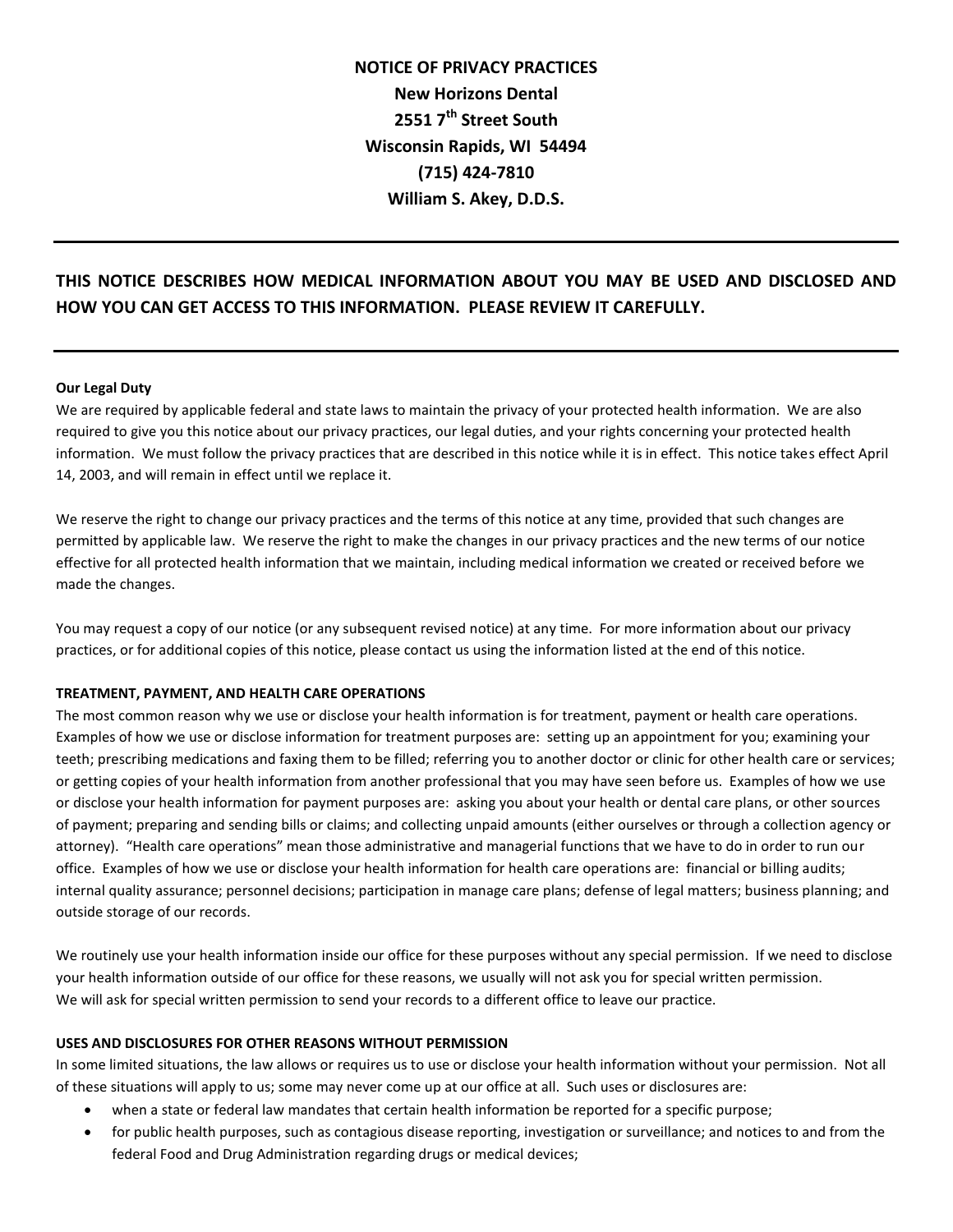# NOTICE OF PRIVACY PRACTICES

**New Horizons Dental**
**2551 7th Street South**
**Wisconsin Rapids, WI 54494**
**(715) 424-7810**
**William S. Akey, D.D.S.**

---

## THIS NOTICE DESCRIBES HOW MEDICAL INFORMATION ABOUT YOU MAY BE USED AND DISCLOSED AND HOW YOU CAN GET ACCESS TO THIS INFORMATION. PLEASE REVIEW IT CAREFULLY.

---

**Our Legal Duty**

We are required by applicable federal and state laws to maintain the privacy of your protected health information. We are also required to give you this notice about our privacy practices, our legal duties, and your rights concerning your protected health information. We must follow the privacy practices that are described in this notice while it is in effect. This notice takes effect April 14, 2003, and will remain in effect until we replace it.

We reserve the right to change our privacy practices and the terms of this notice at any time, provided that such changes are permitted by applicable law. We reserve the right to make the changes in our privacy practices and the new terms of our notice effective for all protected health information that we maintain, including medical information we created or received before we made the changes.

You may request a copy of our notice (or any subsequent revised notice) at any time. For more information about our privacy practices, or for additional copies of this notice, please contact us using the information listed at the end of this notice.

**TREATMENT, PAYMENT, AND HEALTH CARE OPERATIONS**

The most common reason why we use or disclose your health information is for treatment, payment or health care operations. Examples of how we use or disclose information for treatment purposes are: setting up an appointment for you; examining your teeth; prescribing medications and faxing them to be filled; referring you to another doctor or clinic for other health care or services; or getting copies of your health information from another professional that you may have seen before us. Examples of how we use or disclose your health information for payment purposes are: asking you about your health or dental care plans, or other sources of payment; preparing and sending bills or claims; and collecting unpaid amounts (either ourselves or through a collection agency or attorney). "Health care operations" mean those administrative and managerial functions that we have to do in order to run our office. Examples of how we use or disclose your health information for health care operations are: financial or billing audits; internal quality assurance; personnel decisions; participation in manage care plans; defense of legal matters; business planning; and outside storage of our records.

We routinely use your health information inside our office for these purposes without any special permission. If we need to disclose your health information outside of our office for these reasons, we usually will not ask you for special written permission.
We will ask for special written permission to send your records to a different office to leave our practice.

**USES AND DISCLOSURES FOR OTHER REASONS WITHOUT PERMISSION**

In some limited situations, the law allows or requires us to use or disclose your health information without your permission. Not all of these situations will apply to us; some may never come up at our office at all. Such uses or disclosures are:

- when a state or federal law mandates that certain health information be reported for a specific purpose;
- for public health purposes, such as contagious disease reporting, investigation or surveillance; and notices to and from the federal Food and Drug Administration regarding drugs or medical devices;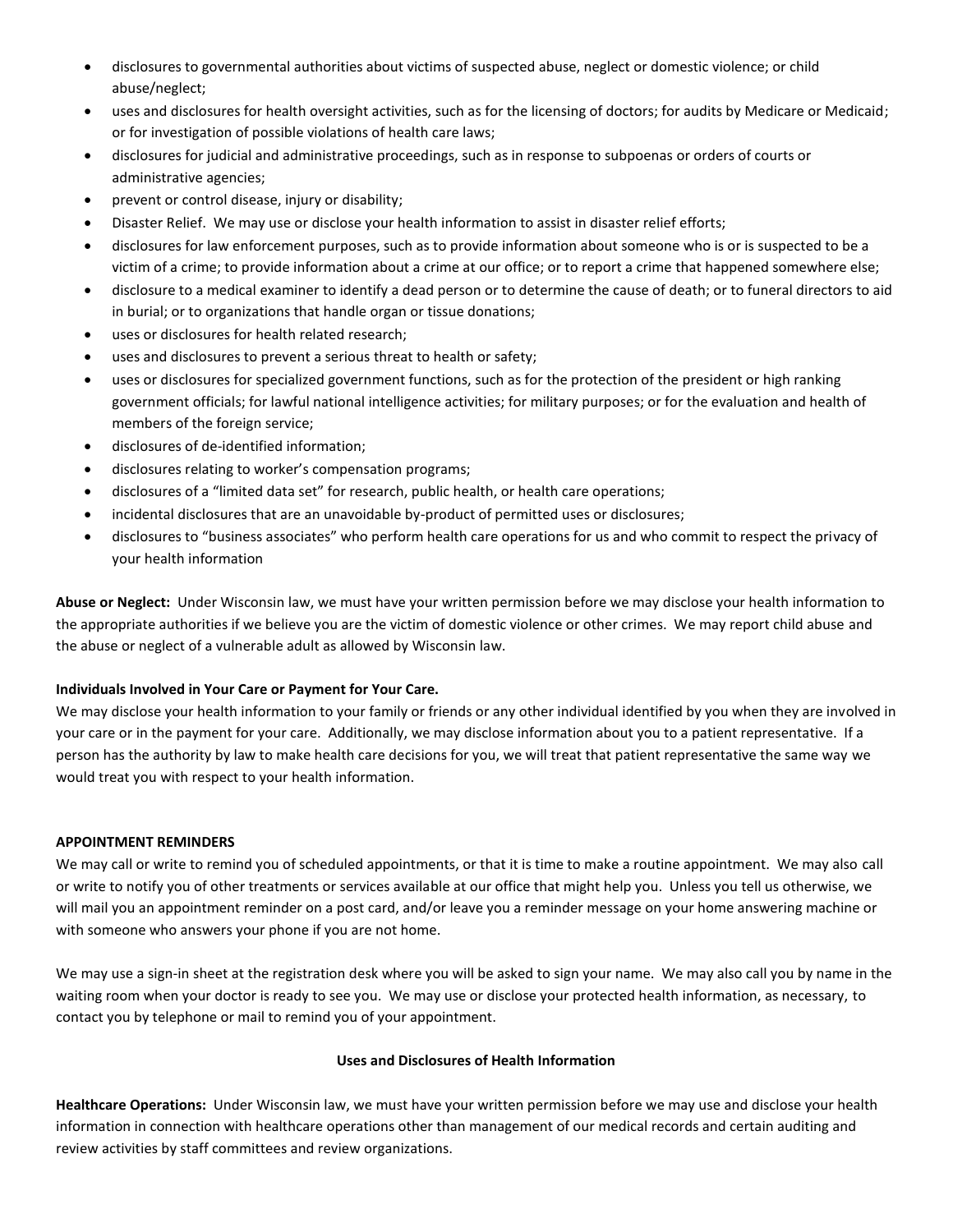- disclosures to governmental authorities about victims of suspected abuse, neglect or domestic violence; or child abuse/neglect;
- uses and disclosures for health oversight activities, such as for the licensing of doctors; for audits by Medicare or Medicaid; or for investigation of possible violations of health care laws;
- disclosures for judicial and administrative proceedings, such as in response to subpoenas or orders of courts or administrative agencies;
- prevent or control disease, injury or disability;
- Disaster Relief. We may use or disclose your health information to assist in disaster relief efforts;
- disclosures for law enforcement purposes, such as to provide information about someone who is or is suspected to be a victim of a crime; to provide information about a crime at our office; or to report a crime that happened somewhere else;
- disclosure to a medical examiner to identify a dead person or to determine the cause of death; or to funeral directors to aid in burial; or to organizations that handle organ or tissue donations;
- uses or disclosures for health related research;
- uses and disclosures to prevent a serious threat to health or safety;
- uses or disclosures for specialized government functions, such as for the protection of the president or high ranking government officials; for lawful national intelligence activities; for military purposes; or for the evaluation and health of members of the foreign service;
- disclosures of de-identified information;
- disclosures relating to worker's compensation programs;
- disclosures of a "limited data set" for research, public health, or health care operations;
- incidental disclosures that are an unavoidable by-product of permitted uses or disclosures;
- disclosures to "business associates" who perform health care operations for us and who commit to respect the privacy of your health information

**Abuse or Neglect:** Under Wisconsin law, we must have your written permission before we may disclose your health information to the appropriate authorities if we believe you are the victim of domestic violence or other crimes. We may report child abuse and the abuse or neglect of a vulnerable adult as allowed by Wisconsin law.

**Individuals Involved in Your Care or Payment for Your Care.**
We may disclose your health information to your family or friends or any other individual identified by you when they are involved in your care or in the payment for your care. Additionally, we may disclose information about you to a patient representative. If a person has the authority by law to make health care decisions for you, we will treat that patient representative the same way we would treat you with respect to your health information.

**APPOINTMENT REMINDERS**
We may call or write to remind you of scheduled appointments, or that it is time to make a routine appointment. We may also call or write to notify you of other treatments or services available at our office that might help you. Unless you tell us otherwise, we will mail you an appointment reminder on a post card, and/or leave you a reminder message on your home answering machine or with someone who answers your phone if you are not home.

We may use a sign-in sheet at the registration desk where you will be asked to sign your name. We may also call you by name in the waiting room when your doctor is ready to see you. We may use or disclose your protected health information, as necessary, to contact you by telephone or mail to remind you of your appointment.

**Uses and Disclosures of Health Information**

**Healthcare Operations:** Under Wisconsin law, we must have your written permission before we may use and disclose your health information in connection with healthcare operations other than management of our medical records and certain auditing and review activities by staff committees and review organizations.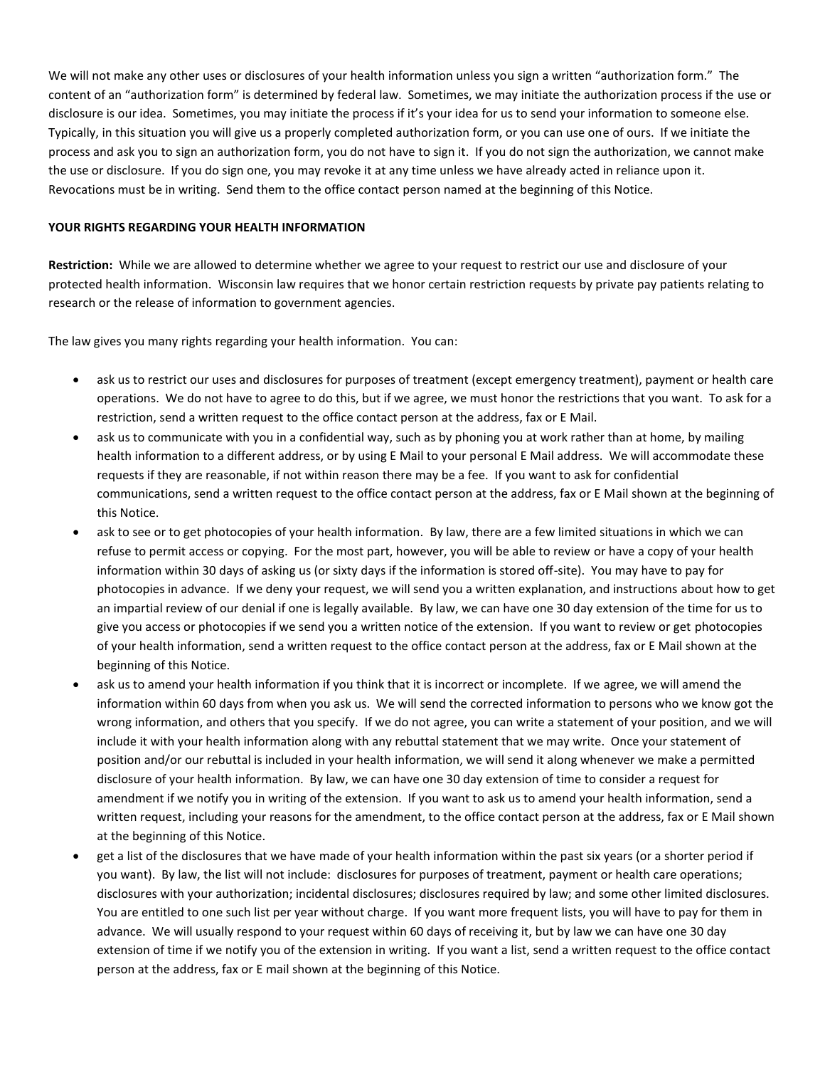We will not make any other uses or disclosures of your health information unless you sign a written "authorization form." The content of an "authorization form" is determined by federal law. Sometimes, we may initiate the authorization process if the use or disclosure is our idea. Sometimes, you may initiate the process if it's your idea for us to send your information to someone else. Typically, in this situation you will give us a properly completed authorization form, or you can use one of ours. If we initiate the process and ask you to sign an authorization form, you do not have to sign it. If you do not sign the authorization, we cannot make the use or disclosure. If you do sign one, you may revoke it at any time unless we have already acted in reliance upon it. Revocations must be in writing. Send them to the office contact person named at the beginning of this Notice.

**YOUR RIGHTS REGARDING YOUR HEALTH INFORMATION**

**Restriction:** While we are allowed to determine whether we agree to your request to restrict our use and disclosure of your protected health information. Wisconsin law requires that we honor certain restriction requests by private pay patients relating to research or the release of information to government agencies.

The law gives you many rights regarding your health information. You can:

- ask us to restrict our uses and disclosures for purposes of treatment (except emergency treatment), payment or health care operations. We do not have to agree to do this, but if we agree, we must honor the restrictions that you want. To ask for a restriction, send a written request to the office contact person at the address, fax or E Mail.
- ask us to communicate with you in a confidential way, such as by phoning you at work rather than at home, by mailing health information to a different address, or by using E Mail to your personal E Mail address. We will accommodate these requests if they are reasonable, if not within reason there may be a fee. If you want to ask for confidential communications, send a written request to the office contact person at the address, fax or E Mail shown at the beginning of this Notice.
- ask to see or to get photocopies of your health information. By law, there are a few limited situations in which we can refuse to permit access or copying. For the most part, however, you will be able to review or have a copy of your health information within 30 days of asking us (or sixty days if the information is stored off-site). You may have to pay for photocopies in advance. If we deny your request, we will send you a written explanation, and instructions about how to get an impartial review of our denial if one is legally available. By law, we can have one 30 day extension of the time for us to give you access or photocopies if we send you a written notice of the extension. If you want to review or get photocopies of your health information, send a written request to the office contact person at the address, fax or E Mail shown at the beginning of this Notice.
- ask us to amend your health information if you think that it is incorrect or incomplete. If we agree, we will amend the information within 60 days from when you ask us. We will send the corrected information to persons who we know got the wrong information, and others that you specify. If we do not agree, you can write a statement of your position, and we will include it with your health information along with any rebuttal statement that we may write. Once your statement of position and/or our rebuttal is included in your health information, we will send it along whenever we make a permitted disclosure of your health information. By law, we can have one 30 day extension of time to consider a request for amendment if we notify you in writing of the extension. If you want to ask us to amend your health information, send a written request, including your reasons for the amendment, to the office contact person at the address, fax or E Mail shown at the beginning of this Notice.
- get a list of the disclosures that we have made of your health information within the past six years (or a shorter period if you want). By law, the list will not include: disclosures for purposes of treatment, payment or health care operations; disclosures with your authorization; incidental disclosures; disclosures required by law; and some other limited disclosures. You are entitled to one such list per year without charge. If you want more frequent lists, you will have to pay for them in advance. We will usually respond to your request within 60 days of receiving it, but by law we can have one 30 day extension of time if we notify you of the extension in writing. If you want a list, send a written request to the office contact person at the address, fax or E mail shown at the beginning of this Notice.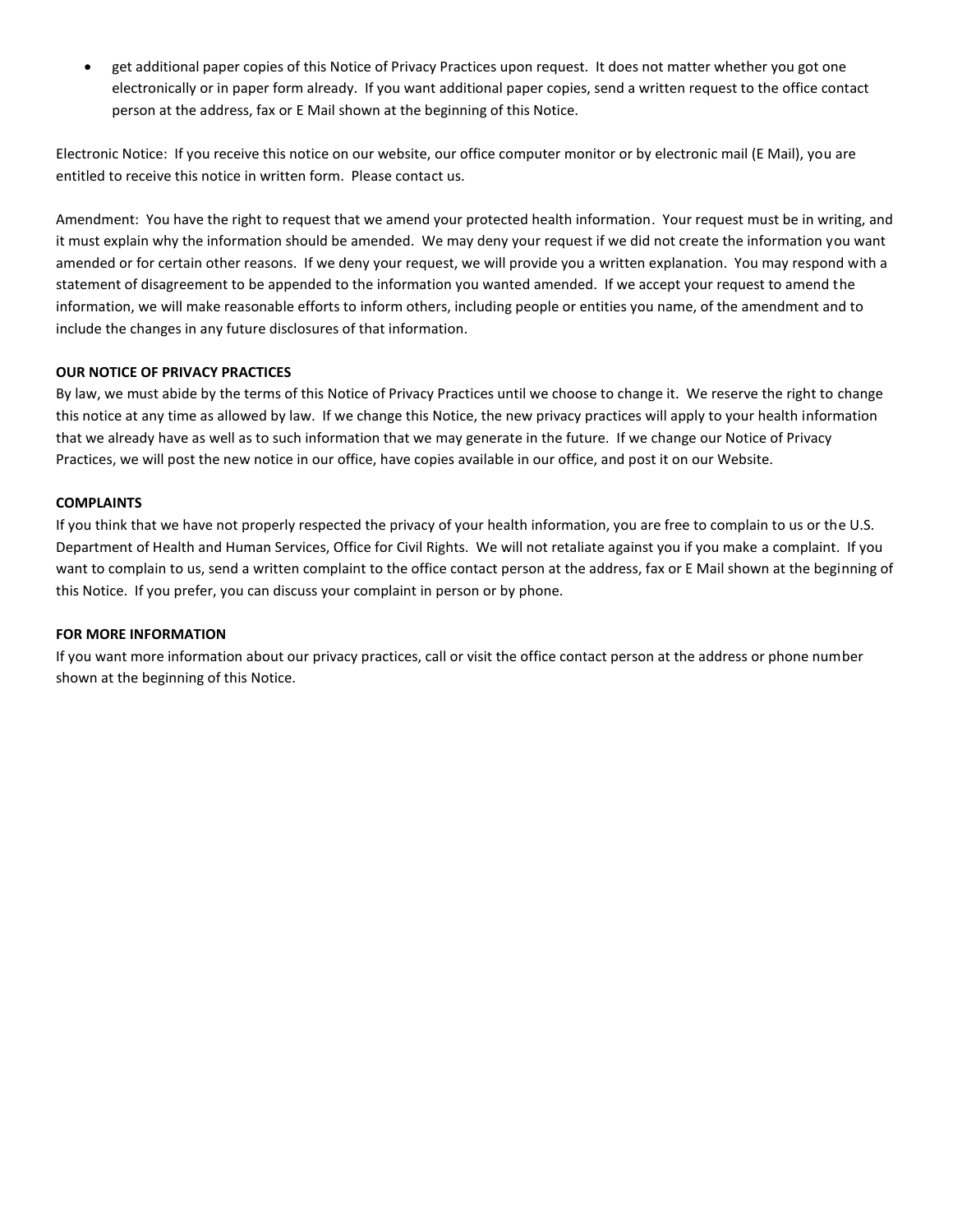- get additional paper copies of this Notice of Privacy Practices upon request. It does not matter whether you got one electronically or in paper form already. If you want additional paper copies, send a written request to the office contact person at the address, fax or E Mail shown at the beginning of this Notice.

Electronic Notice: If you receive this notice on our website, our office computer monitor or by electronic mail (E Mail), you are entitled to receive this notice in written form. Please contact us.

Amendment: You have the right to request that we amend your protected health information. Your request must be in writing, and it must explain why the information should be amended. We may deny your request if we did not create the information you want amended or for certain other reasons. If we deny your request, we will provide you a written explanation. You may respond with a statement of disagreement to be appended to the information you wanted amended. If we accept your request to amend the information, we will make reasonable efforts to inform others, including people or entities you name, of the amendment and to include the changes in any future disclosures of that information.

**OUR NOTICE OF PRIVACY PRACTICES**

By law, we must abide by the terms of this Notice of Privacy Practices until we choose to change it. We reserve the right to change this notice at any time as allowed by law. If we change this Notice, the new privacy practices will apply to your health information that we already have as well as to such information that we may generate in the future. If we change our Notice of Privacy Practices, we will post the new notice in our office, have copies available in our office, and post it on our Website.

**COMPLAINTS**

If you think that we have not properly respected the privacy of your health information, you are free to complain to us or the U.S. Department of Health and Human Services, Office for Civil Rights. We will not retaliate against you if you make a complaint. If you want to complain to us, send a written complaint to the office contact person at the address, fax or E Mail shown at the beginning of this Notice. If you prefer, you can discuss your complaint in person or by phone.

**FOR MORE INFORMATION**

If you want more information about our privacy practices, call or visit the office contact person at the address or phone number shown at the beginning of this Notice.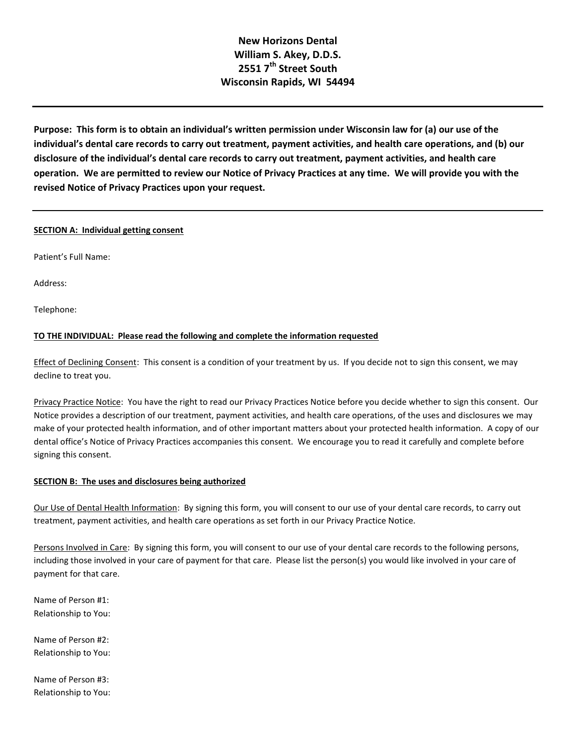**New Horizons Dental**
**William S. Akey, D.D.S.**
**2551 7th Street South**
**Wisconsin Rapids, WI 54494**

---

**Purpose: This form is to obtain an individual's written permission under Wisconsin law for (a) our use of the individual's dental care records to carry out treatment, payment activities, and health care operations, and (b) our disclosure of the individual's dental care records to carry out treatment, payment activities, and health care operation. We are permitted to review our Notice of Privacy Practices at any time. We will provide you with the revised Notice of Privacy Practices upon your request.**

---

**SECTION A: Individual getting consent**

Patient's Full Name:

Address:

Telephone:

**TO THE INDIVIDUAL: Please read the following and complete the information requested**

Effect of Declining Consent: This consent is a condition of your treatment by us. If you decide not to sign this consent, we may decline to treat you.

Privacy Practice Notice: You have the right to read our Privacy Practices Notice before you decide whether to sign this consent. Our Notice provides a description of our treatment, payment activities, and health care operations, of the uses and disclosures we may make of your protected health information, and of other important matters about your protected health information. A copy of our dental office's Notice of Privacy Practices accompanies this consent. We encourage you to read it carefully and complete before signing this consent.

**SECTION B: The uses and disclosures being authorized**

Our Use of Dental Health Information: By signing this form, you will consent to our use of your dental care records, to carry out treatment, payment activities, and health care operations as set forth in our Privacy Practice Notice.

Persons Involved in Care: By signing this form, you will consent to our use of your dental care records to the following persons, including those involved in your care of payment for that care. Please list the person(s) you would like involved in your care of payment for that care.

Name of Person #1:
Relationship to You:

Name of Person #2:
Relationship to You:

Name of Person #3:
Relationship to You: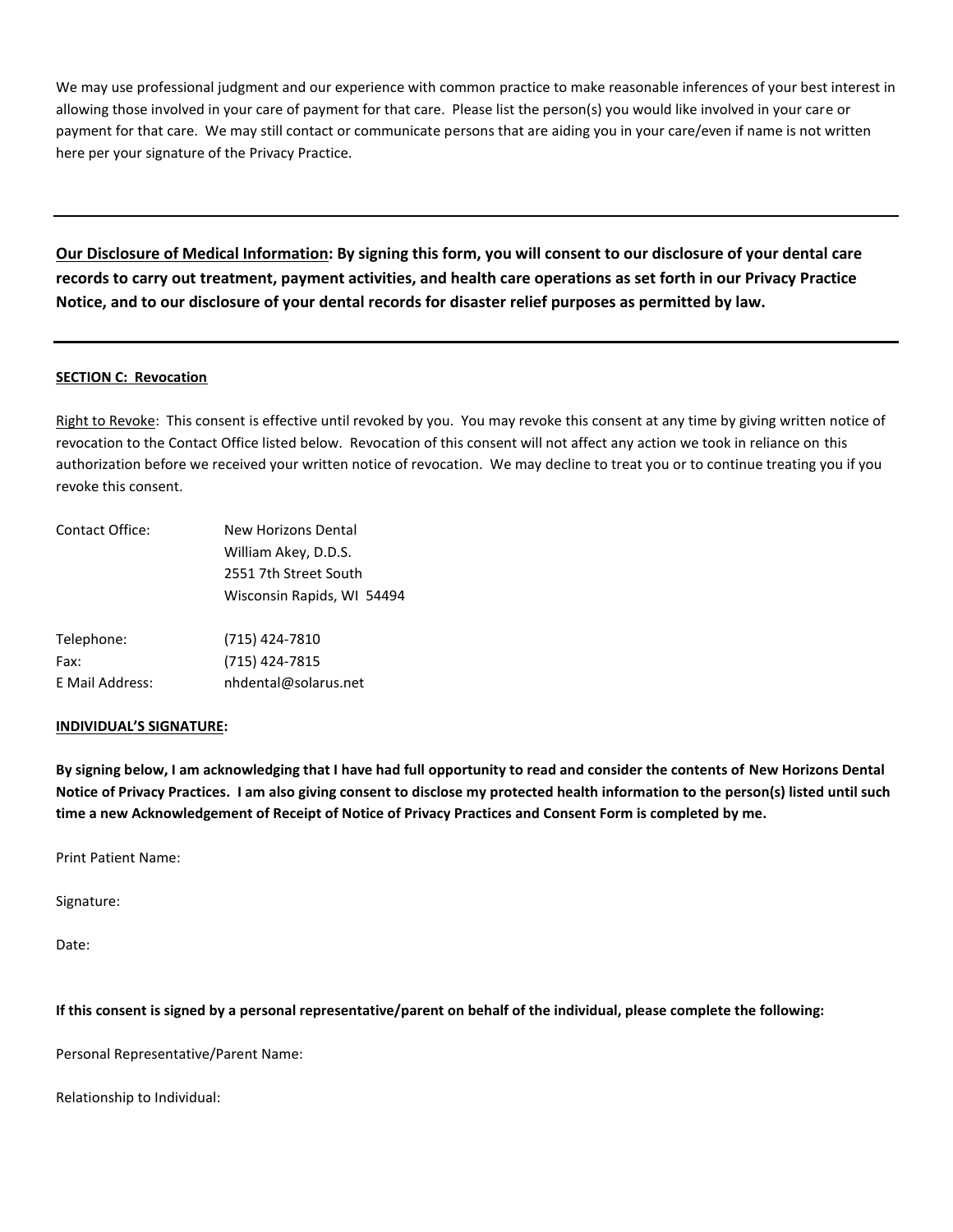We may use professional judgment and our experience with common practice to make reasonable inferences of your best interest in allowing those involved in your care of payment for that care. Please list the person(s) you would like involved in your care or payment for that care. We may still contact or communicate persons that are aiding you in your care/even if name is not written here per your signature of the Privacy Practice.

---

**<u>Our Disclosure of Medical Information</u>: By signing this form, you will consent to our disclosure of your dental care records to carry out treatment, payment activities, and health care operations as set forth in our Privacy Practice Notice, and to our disclosure of your dental records for disaster relief purposes as permitted by law.**

---

**<u>SECTION C: Revocation</u>**

<u>Right to Revoke</u>: This consent is effective until revoked by you. You may revoke this consent at any time by giving written notice of revocation to the Contact Office listed below. Revocation of this consent will not affect any action we took in reliance on this authorization before we received your written notice of revocation. We may decline to treat you or to continue treating you if you revoke this consent.

Contact Office: New Horizons Dental
William Akey, D.D.S.
2551 7th Street South
Wisconsin Rapids, WI 54494

Telephone: (715) 424-7810
Fax: (715) 424-7815
E Mail Address: nhdental@solarus.net

**<u>INDIVIDUAL'S SIGNATURE</u>:**

**By signing below, I am acknowledging that I have had full opportunity to read and consider the contents of New Horizons Dental Notice of Privacy Practices. I am also giving consent to disclose my protected health information to the person(s) listed until such time a new Acknowledgement of Receipt of Notice of Privacy Practices and Consent Form is completed by me.**

Print Patient Name:

Signature:

Date:

**If this consent is signed by a personal representative/parent on behalf of the individual, please complete the following:**

Personal Representative/Parent Name:

Relationship to Individual: